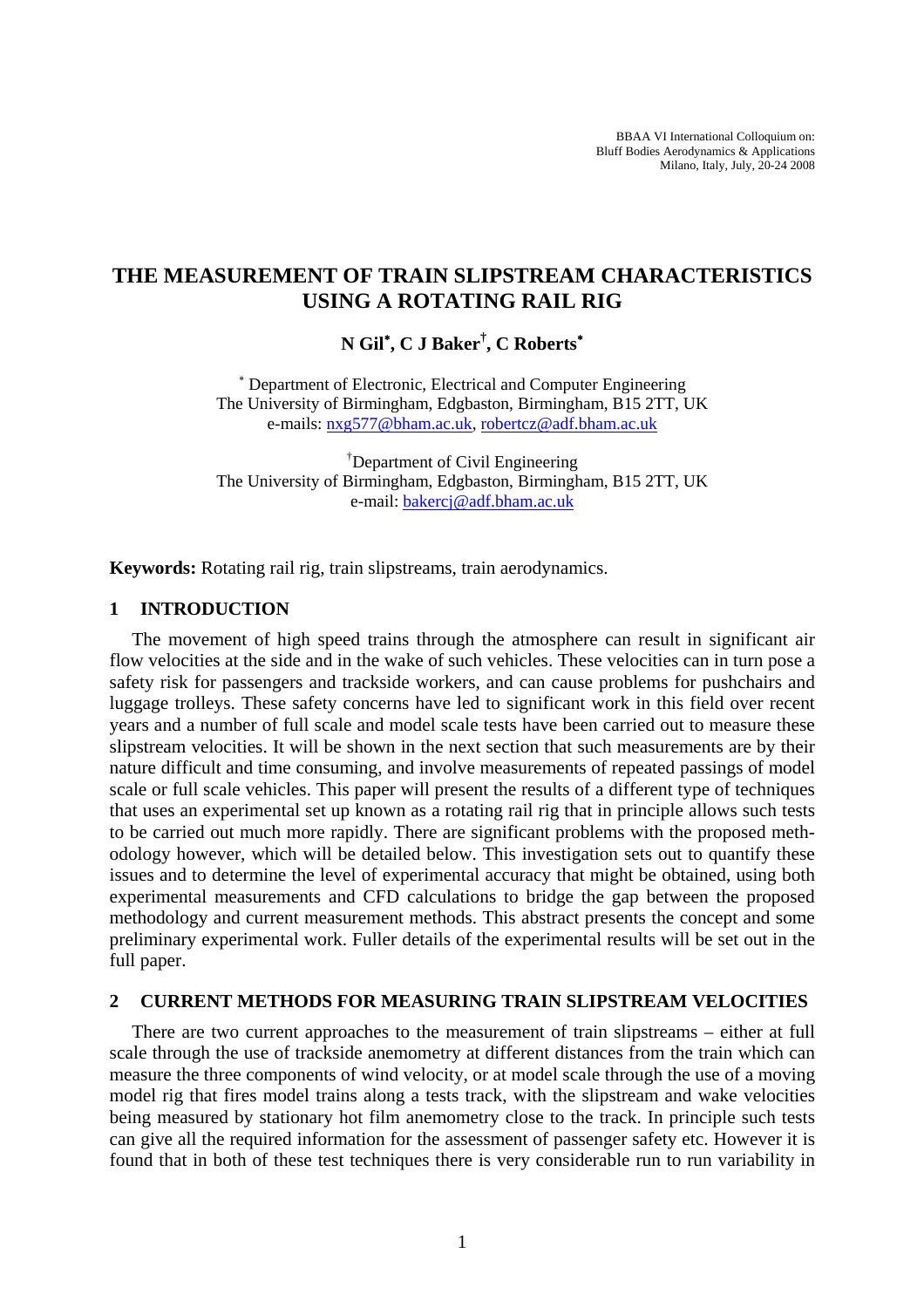BBAA VI International Colloquium on:
Bluff Bodies Aerodynamics & Applications
Milano, Italy, July, 20-24 2008

# THE MEASUREMENT OF TRAIN SLIPSTREAM CHARACTERISTICS USING A ROTATING RAIL RIG

**N Gil[*], C J Baker[†], C Roberts[*]**

[*] Department of Electronic, Electrical and Computer Engineering
The University of Birmingham, Edgbaston, Birmingham, B15 2TT, UK
e-mails: nxg577@bham.ac.uk, robertcz@adf.bham.ac.uk

[†]Department of Civil Engineering
The University of Birmingham, Edgbaston, Birmingham, B15 2TT, UK
e-mail: bakercj@adf.bham.ac.uk

**Keywords:** Rotating rail rig, train slipstreams, train aerodynamics.

## 1 INTRODUCTION

The movement of high speed trains through the atmosphere can result in significant air flow velocities at the side and in the wake of such vehicles. These velocities can in turn pose a safety risk for passengers and trackside workers, and can cause problems for pushchairs and luggage trolleys. These safety concerns have led to significant work in this field over recent years and a number of full scale and model scale tests have been carried out to measure these slipstream velocities. It will be shown in the next section that such measurements are by their nature difficult and time consuming, and involve measurements of repeated passings of model scale or full scale vehicles. This paper will present the results of a different type of techniques that uses an experimental set up known as a rotating rail rig that in principle allows such tests to be carried out much more rapidly. There are significant problems with the proposed methodology however, which will be detailed below. This investigation sets out to quantify these issues and to determine the level of experimental accuracy that might be obtained, using both experimental measurements and CFD calculations to bridge the gap between the proposed methodology and current measurement methods. This abstract presents the concept and some preliminary experimental work. Fuller details of the experimental results will be set out in the full paper.

## 2 CURRENT METHODS FOR MEASURING TRAIN SLIPSTREAM VELOCITIES

There are two current approaches to the measurement of train slipstreams – either at full scale through the use of trackside anemometry at different distances from the train which can measure the three components of wind velocity, or at model scale through the use of a moving model rig that fires model trains along a tests track, with the slipstream and wake velocities being measured by stationary hot film anemometry close to the track. In principle such tests can give all the required information for the assessment of passenger safety etc. However it is found that in both of these test techniques there is very considerable run to run variability in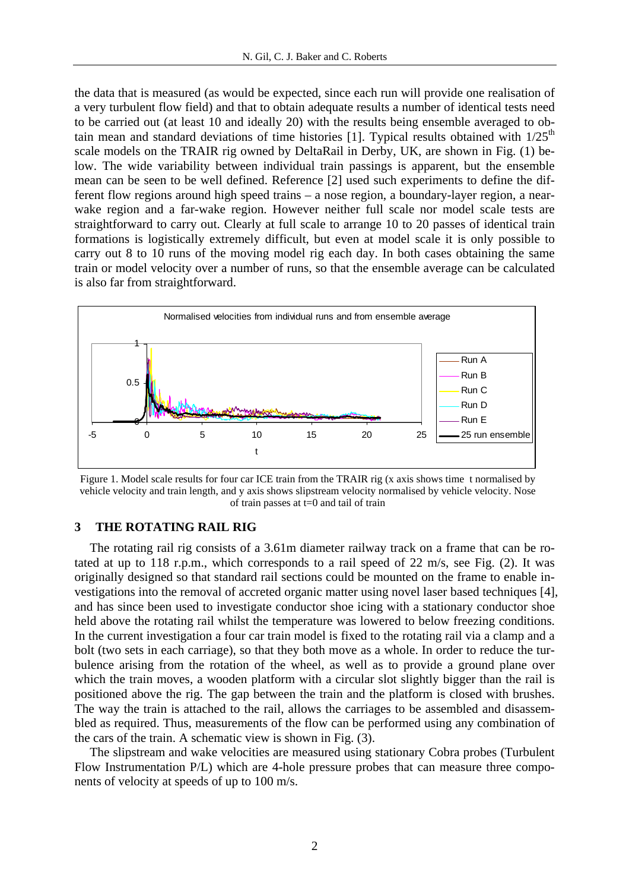the data that is measured (as would be expected, since each run will provide one realisation of a very turbulent flow field) and that to obtain adequate results a number of identical tests need to be carried out (at least 10 and ideally 20) with the results being ensemble averaged to obtain mean and standard deviations of time histories [1]. Typical results obtained with $1/25^{th}$ scale models on the TRAIR rig owned by DeltaRail in Derby, UK, are shown in Fig. (1) below. The wide variability between individual train passings is apparent, but the ensemble mean can be seen to be well defined. Reference [2] used such experiments to define the different flow regions around high speed trains – a nose region, a boundary-layer region, a near-wake region and a far-wake region. However neither full scale nor model scale tests are straightforward to carry out. Clearly at full scale to arrange 10 to 20 passes of identical train formations is logistically extremely difficult, but even at model scale it is only possible to carry out 8 to 10 runs of the moving model rig each day. In both cases obtaining the same train or model velocity over a number of runs, so that the ensemble average can be calculated is also far from straightforward.

Normalised velocities from individual runs and from ensemble average

Figure 1. Model scale results for four car ICE train from the TRAIR rig (x axis shows time t normalised by vehicle velocity and train length, and y axis shows slipstream velocity normalised by vehicle velocity. Nose of train passes at t=0 and tail of train

## 3 THE ROTATING RAIL RIG

The rotating rail rig consists of a 3.61m diameter railway track on a frame that can be rotated at up to 118 r.p.m., which corresponds to a rail speed of 22 m/s, see Fig. (2). It was originally designed so that standard rail sections could be mounted on the frame to enable investigations into the removal of accreted organic matter using novel laser based techniques [4], and has since been used to investigate conductor shoe icing with a stationary conductor shoe held above the rotating rail whilst the temperature was lowered to below freezing conditions. In the current investigation a four car train model is fixed to the rotating rail via a clamp and a bolt (two sets in each carriage), so that they both move as a whole. In order to reduce the turbulence arising from the rotation of the wheel, as well as to provide a ground plane over which the train moves, a wooden platform with a circular slot slightly bigger than the rail is positioned above the rig. The gap between the train and the platform is closed with brushes. The way the train is attached to the rail, allows the carriages to be assembled and disassembled as required. Thus, measurements of the flow can be performed using any combination of the cars of the train. A schematic view is shown in Fig. (3).

The slipstream and wake velocities are measured using stationary Cobra probes (Turbulent Flow Instrumentation P/L) which are 4-hole pressure probes that can measure three components of velocity at speeds of up to 100 m/s.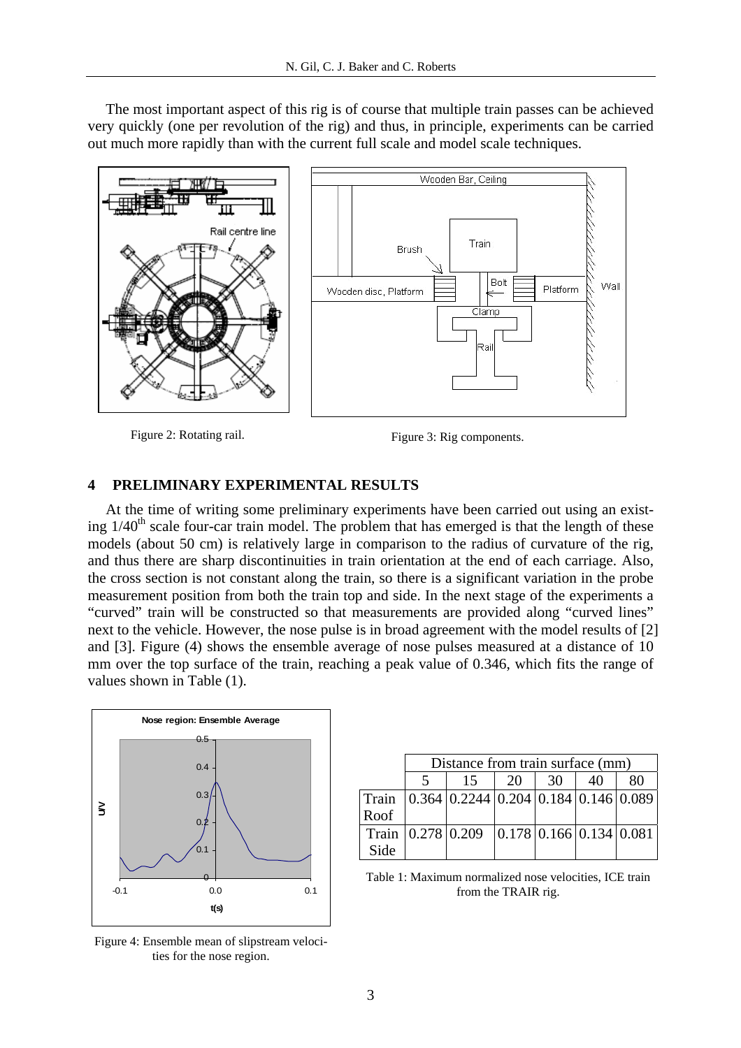The most important aspect of this rig is of course that multiple train passes can be achieved very quickly (one per revolution of the rig) and thus, in principle, experiments can be carried out much more rapidly than with the current full scale and model scale techniques.

Figure 2: Rotating rail.

Figure 3: Rig components.

## 4 PRELIMINARY EXPERIMENTAL RESULTS

At the time of writing some preliminary experiments have been carried out using an existing 1/40$^{th}$ scale four-car train model. The problem that has emerged is that the length of these models (about 50 cm) is relatively large in comparison to the radius of curvature of the rig, and thus there are sharp discontinuities in train orientation at the end of each carriage. Also, the cross section is not constant along the train, so there is a significant variation in the probe measurement position from both the train top and side. In the next stage of the experiments a "curved" train will be constructed so that measurements are provided along "curved lines" next to the vehicle. However, the nose pulse is in broad agreement with the model results of [2] and [3]. Figure (4) shows the ensemble average of nose pulses measured at a distance of 10 mm over the top surface of the train, reaching a peak value of 0.346, which fits the range of values shown in Table (1).

Figure 4: Ensemble mean of slipstream velocities for the nose region.

| | Distance from train surface (mm) | | | | | |
|---|---|---|---|---|---|---|
| | 5 | 15 | 20 | 30 | 40 | 80 |
| Train Roof | 0.364 | 0.2244 | 0.204 | 0.184 | 0.146 | 0.089 |
| Train Side | 0.278 | 0.209 | 0.178 | 0.166 | 0.134 | 0.081 |

Table 1: Maximum normalized nose velocities, ICE train from the TRAIR rig.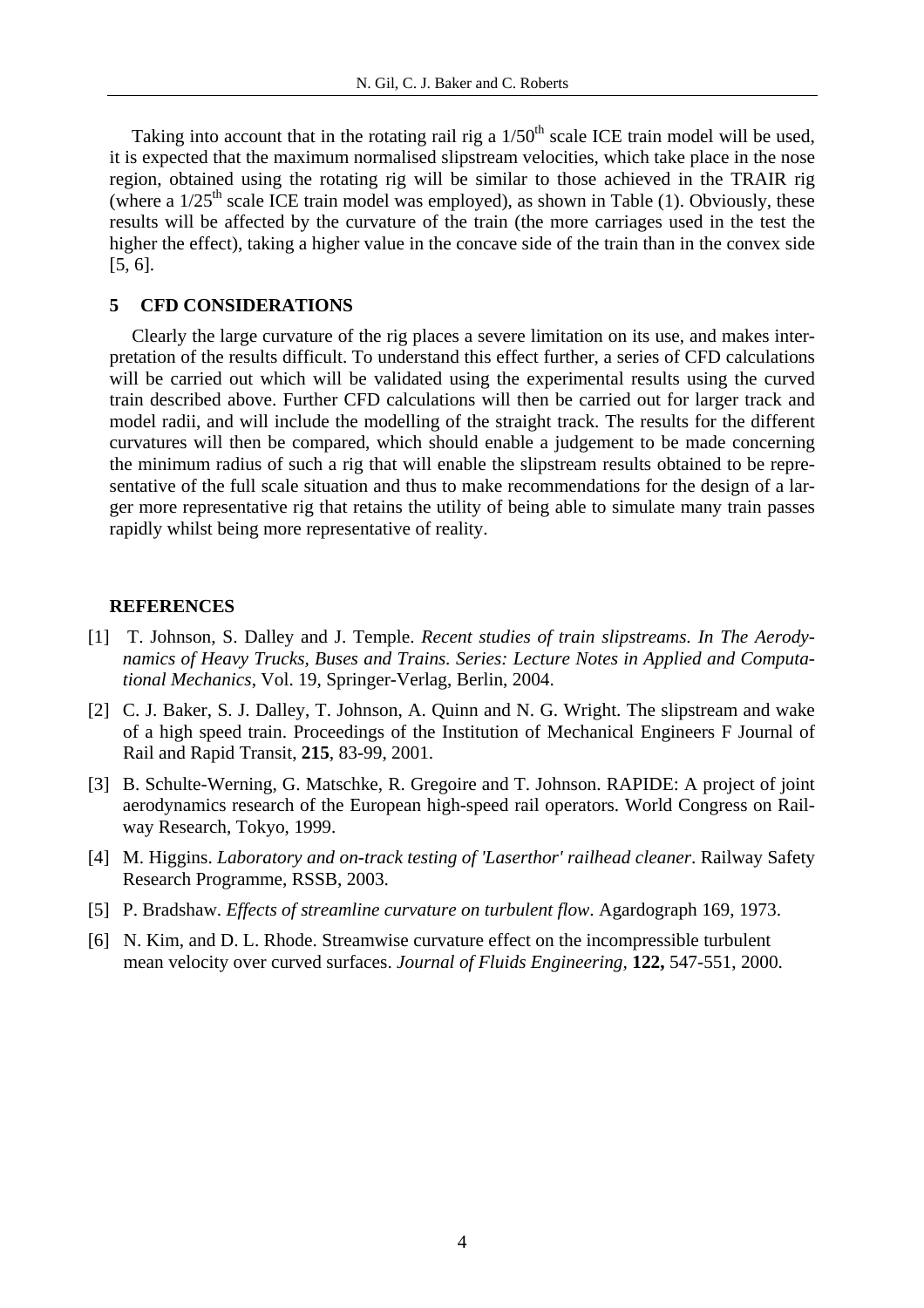Taking into account that in the rotating rail rig a $1/50^{th}$ scale ICE train model will be used, it is expected that the maximum normalised slipstream velocities, which take place in the nose region, obtained using the rotating rig will be similar to those achieved in the TRAIR rig (where a $1/25^{th}$ scale ICE train model was employed), as shown in Table (1). Obviously, these results will be affected by the curvature of the train (the more carriages used in the test the higher the effect), taking a higher value in the concave side of the train than in the convex side [5, 6].

## 5 CFD CONSIDERATIONS

Clearly the large curvature of the rig places a severe limitation on its use, and makes interpretation of the results difficult. To understand this effect further, a series of CFD calculations will be carried out which will be validated using the experimental results using the curved train described above. Further CFD calculations will then be carried out for larger track and model radii, and will include the modelling of the straight track. The results for the different curvatures will then be compared, which should enable a judgement to be made concerning the minimum radius of such a rig that will enable the slipstream results obtained to be representative of the full scale situation and thus to make recommendations for the design of a larger more representative rig that retains the utility of being able to simulate many train passes rapidly whilst being more representative of reality.

## REFERENCES

[1] T. Johnson, S. Dalley and J. Temple. *Recent studies of train slipstreams. In The Aerodynamics of Heavy Trucks, Buses and Trains. Series: Lecture Notes in Applied and Computational Mechanics*, Vol. 19, Springer-Verlag, Berlin, 2004.

[2] C. J. Baker, S. J. Dalley, T. Johnson, A. Quinn and N. G. Wright. The slipstream and wake of a high speed train. Proceedings of the Institution of Mechanical Engineers F Journal of Rail and Rapid Transit, **215**, 83-99, 2001.

[3] B. Schulte-Werning, G. Matschke, R. Gregoire and T. Johnson. RAPIDE: A project of joint aerodynamics research of the European high-speed rail operators. World Congress on Railway Research, Tokyo, 1999.

[4] M. Higgins. *Laboratory and on-track testing of 'Laserthor' railhead cleaner*. Railway Safety Research Programme, RSSB, 2003.

[5] P. Bradshaw. *Effects of streamline curvature on turbulent flow*. Agardograph 169, 1973.

[6] N. Kim, and D. L. Rhode. Streamwise curvature effect on the incompressible turbulent mean velocity over curved surfaces. *Journal of Fluids Engineering,* **122,** 547-551, 2000.